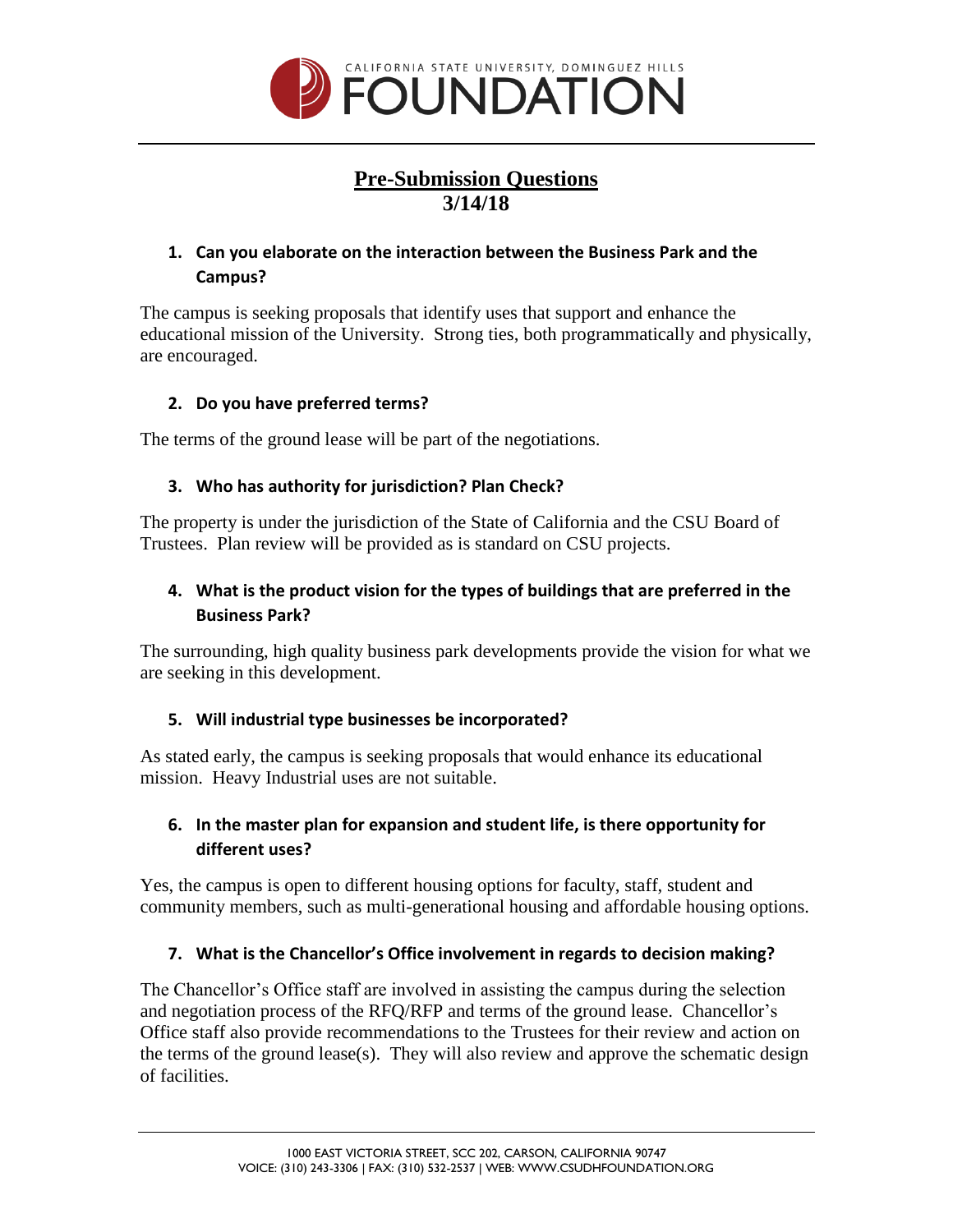# Pre-Submission Questions
## 3/14/18

1. **Can you elaborate on the interaction between the Business Park and the Campus?**

The campus is seeking proposals that identify uses that support and enhance the educational mission of the University. Strong ties, both programmatically and physically, are encouraged.

2. **Do you have preferred terms?**

The terms of the ground lease will be part of the negotiations.

3. **Who has authority for jurisdiction? Plan Check?**

The property is under the jurisdiction of the State of California and the CSU Board of Trustees. Plan review will be provided as is standard on CSU projects.

4. **What is the product vision for the types of buildings that are preferred in the Business Park?**

The surrounding, high quality business park developments provide the vision for what we are seeking in this development.

5. **Will industrial type businesses be incorporated?**

As stated early, the campus is seeking proposals that would enhance its educational mission. Heavy Industrial uses are not suitable.

6. **In the master plan for expansion and student life, is there opportunity for different uses?**

Yes, the campus is open to different housing options for faculty, staff, student and community members, such as multi-generational housing and affordable housing options.

7. **What is the Chancellor's Office involvement in regards to decision making?**

The Chancellor's Office staff are involved in assisting the campus during the selection and negotiation process of the RFQ/RFP and terms of the ground lease. Chancellor's Office staff also provide recommendations to the Trustees for their review and action on the terms of the ground lease(s). They will also review and approve the schematic design of facilities.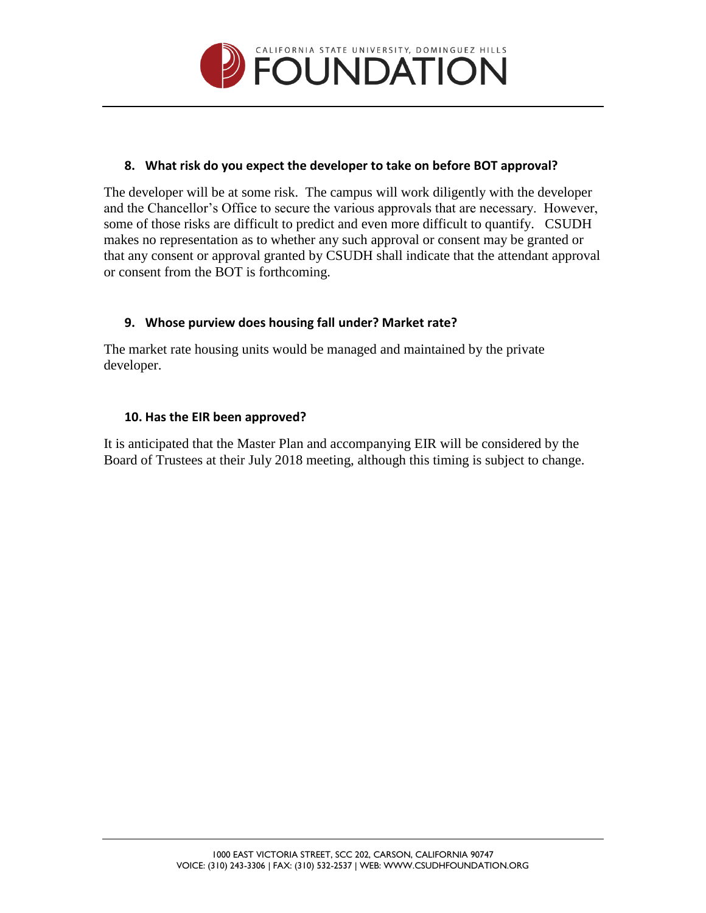**8. What risk do you expect the developer to take on before BOT approval?**

The developer will be at some risk. The campus will work diligently with the developer and the Chancellor's Office to secure the various approvals that are necessary. However, some of those risks are difficult to predict and even more difficult to quantify. CSUDH makes no representation as to whether any such approval or consent may be granted or that any consent or approval granted by CSUDH shall indicate that the attendant approval or consent from the BOT is forthcoming.

**9. Whose purview does housing fall under? Market rate?**

The market rate housing units would be managed and maintained by the private developer.

**10. Has the EIR been approved?**

It is anticipated that the Master Plan and accompanying EIR will be considered by the Board of Trustees at their July 2018 meeting, although this timing is subject to change.